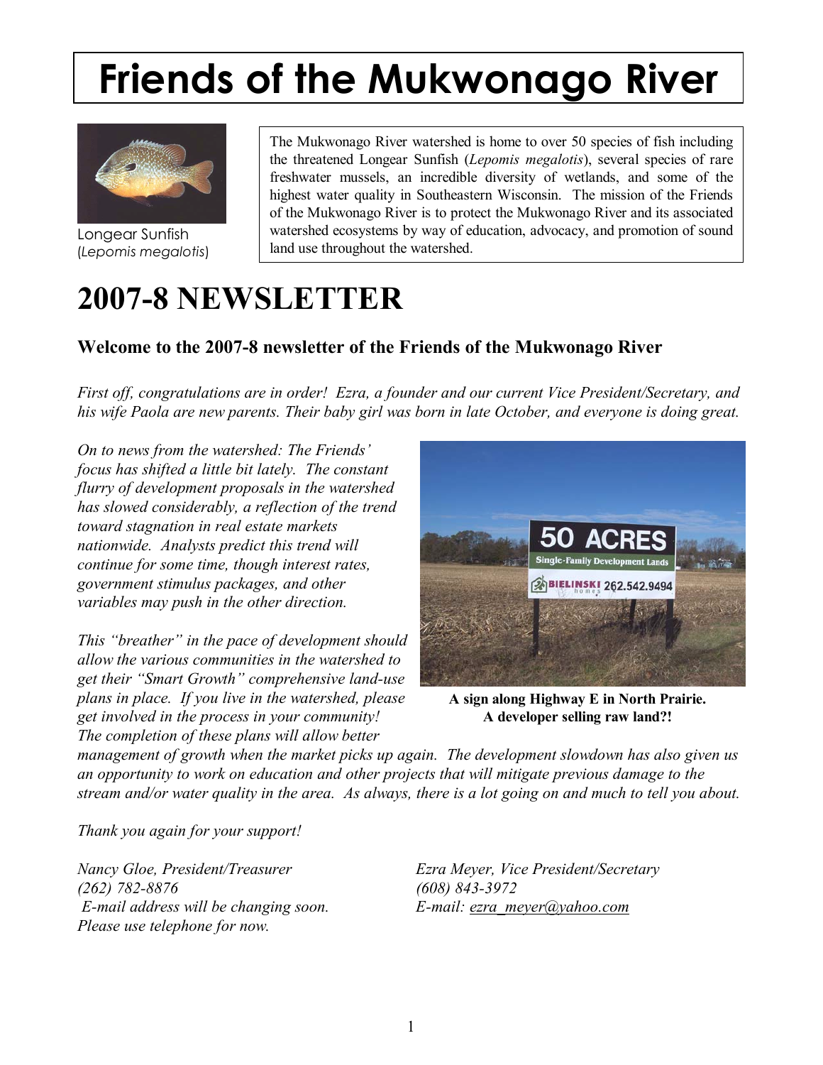# Friends of the Mukwonago River

Longear Sunfish
(*Lepomis megalotis*)

The Mukwonago River watershed is home to over 50 species of fish including the threatened Longear Sunfish (*Lepomis megalotis*), several species of rare freshwater mussels, an incredible diversity of wetlands, and some of the highest water quality in Southeastern Wisconsin. The mission of the Friends of the Mukwonago River is to protect the Mukwonago River and its associated watershed ecosystems by way of education, advocacy, and promotion of sound land use throughout the watershed.

# 2007-8 NEWSLETTER

### Welcome to the 2007-8 newsletter of the Friends of the Mukwonago River

*First off, congratulations are in order! Ezra, a founder and our current Vice President/Secretary, and his wife Paola are new parents. Their baby girl was born in late October, and everyone is doing great.*

*On to news from the watershed: The Friends' focus has shifted a little bit lately. The constant flurry of development proposals in the watershed has slowed considerably, a reflection of the trend toward stagnation in real estate markets nationwide. Analysts predict this trend will continue for some time, though interest rates, government stimulus packages, and other variables may push in the other direction.*

*This "breather" in the pace of development should allow the various communities in the watershed to get their "Smart Growth" comprehensive land-use plans in place. If you live in the watershed, please get involved in the process in your community! The completion of these plans will allow better management of growth when the market picks up again. The development slowdown has also given us an opportunity to work on education and other projects that will mitigate previous damage to the stream and/or water quality in the area. As always, there is a lot going on and much to tell you about.*

**A sign along Highway E in North Prairie. A developer selling raw land?!**

*Thank you again for your support!*

*Nancy Gloe, President/Treasurer*
*(262) 782-8876*
*E-mail address will be changing soon. Please use telephone for now.*

*Ezra Meyer, Vice President/Secretary*
*(608) 843-3972*
*E-mail: ezra_meyer@yahoo.com*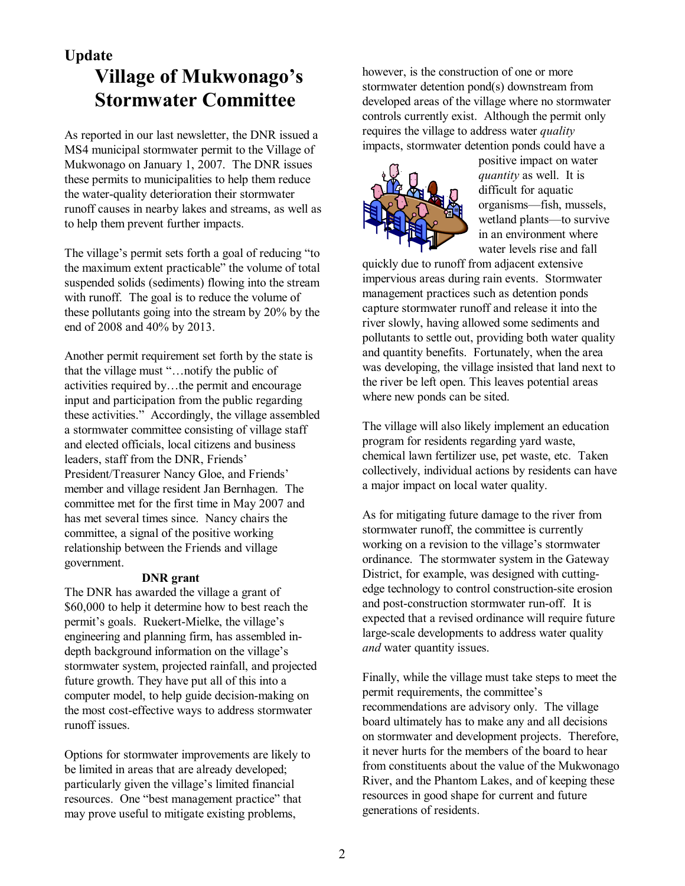**Update**

# Village of Mukwonago's Stormwater Committee

As reported in our last newsletter, the DNR issued a MS4 municipal stormwater permit to the Village of Mukwonago on January 1, 2007. The DNR issues these permits to municipalities to help them reduce the water-quality deterioration their stormwater runoff causes in nearby lakes and streams, as well as to help them prevent further impacts.

The village's permit sets forth a goal of reducing "to the maximum extent practicable" the volume of total suspended solids (sediments) flowing into the stream with runoff. The goal is to reduce the volume of these pollutants going into the stream by 20% by the end of 2008 and 40% by 2013.

Another permit requirement set forth by the state is that the village must "…notify the public of activities required by…the permit and encourage input and participation from the public regarding these activities." Accordingly, the village assembled a stormwater committee consisting of village staff and elected officials, local citizens and business leaders, staff from the DNR, Friends' President/Treasurer Nancy Gloe, and Friends' member and village resident Jan Bernhagen. The committee met for the first time in May 2007 and has met several times since. Nancy chairs the committee, a signal of the positive working relationship between the Friends and village government.

**DNR grant**

The DNR has awarded the village a grant of $60,000 to help it determine how to best reach the permit's goals. Ruekert-Mielke, the village's engineering and planning firm, has assembled in-depth background information on the village's stormwater system, projected rainfall, and projected future growth. They have put all of this into a computer model, to help guide decision-making on the most cost-effective ways to address stormwater runoff issues.

Options for stormwater improvements are likely to be limited in areas that are already developed; particularly given the village's limited financial resources. One "best management practice" that may prove useful to mitigate existing problems, however, is the construction of one or more stormwater detention pond(s) downstream from developed areas of the village where no stormwater controls currently exist. Although the permit only requires the village to address water *quality* impacts, stormwater detention ponds could have a positive impact on water *quantity* as well. It is difficult for aquatic organisms—fish, mussels, wetland plants—to survive in an environment where water levels rise and fall quickly due to runoff from adjacent extensive impervious areas during rain events. Stormwater management practices such as detention ponds capture stormwater runoff and release it into the river slowly, having allowed some sediments and pollutants to settle out, providing both water quality and quantity benefits. Fortunately, when the area was developing, the village insisted that land next to the river be left open. This leaves potential areas where new ponds can be sited.

The village will also likely implement an education program for residents regarding yard waste, chemical lawn fertilizer use, pet waste, etc. Taken collectively, individual actions by residents can have a major impact on local water quality.

As for mitigating future damage to the river from stormwater runoff, the committee is currently working on a revision to the village's stormwater ordinance. The stormwater system in the Gateway District, for example, was designed with cutting-edge technology to control construction-site erosion and post-construction stormwater run-off. It is expected that a revised ordinance will require future large-scale developments to address water quality *and* water quantity issues.

Finally, while the village must take steps to meet the permit requirements, the committee's recommendations are advisory only. The village board ultimately has to make any and all decisions on stormwater and development projects. Therefore, it never hurts for the members of the board to hear from constituents about the value of the Mukwonago River, and the Phantom Lakes, and of keeping these resources in good shape for current and future generations of residents.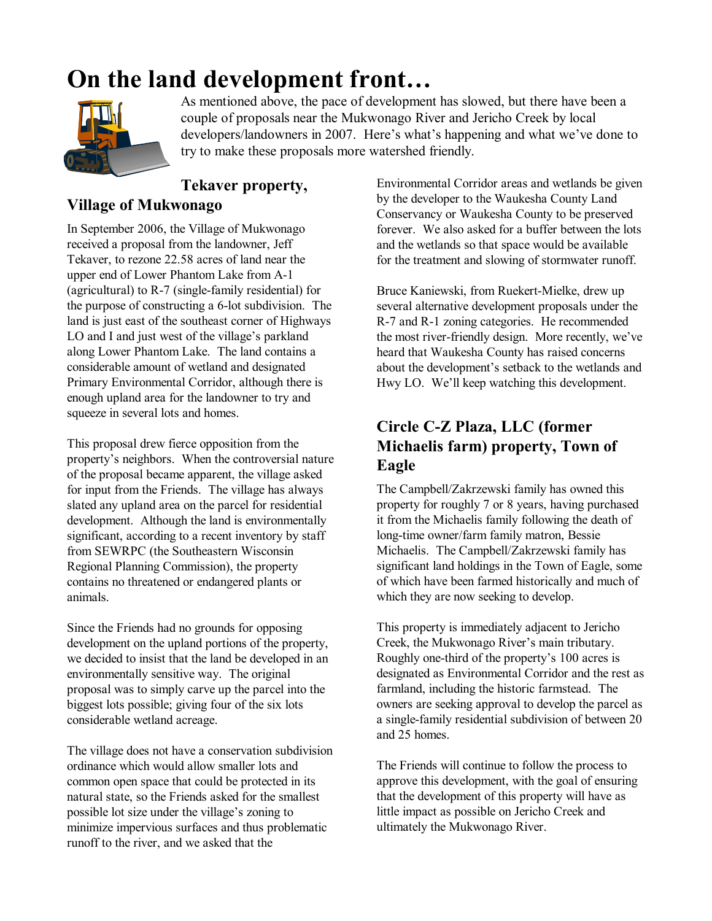# On the land development front…

As mentioned above, the pace of development has slowed, but there have been a couple of proposals near the Mukwonago River and Jericho Creek by local developers/landowners in 2007. Here's what's happening and what we've done to try to make these proposals more watershed friendly.

## Tekaver property, Village of Mukwonago

In September 2006, the Village of Mukwonago received a proposal from the landowner, Jeff Tekaver, to rezone 22.58 acres of land near the upper end of Lower Phantom Lake from A-1 (agricultural) to R-7 (single-family residential) for the purpose of constructing a 6-lot subdivision. The land is just east of the southeast corner of Highways LO and I and just west of the village's parkland along Lower Phantom Lake. The land contains a considerable amount of wetland and designated Primary Environmental Corridor, although there is enough upland area for the landowner to try and squeeze in several lots and homes.

This proposal drew fierce opposition from the property's neighbors. When the controversial nature of the proposal became apparent, the village asked for input from the Friends. The village has always slated any upland area on the parcel for residential development. Although the land is environmentally significant, according to a recent inventory by staff from SEWRPC (the Southeastern Wisconsin Regional Planning Commission), the property contains no threatened or endangered plants or animals.

Since the Friends had no grounds for opposing development on the upland portions of the property, we decided to insist that the land be developed in an environmentally sensitive way. The original proposal was to simply carve up the parcel into the biggest lots possible; giving four of the six lots considerable wetland acreage.

The village does not have a conservation subdivision ordinance which would allow smaller lots and common open space that could be protected in its natural state, so the Friends asked for the smallest possible lot size under the village's zoning to minimize impervious surfaces and thus problematic runoff to the river, and we asked that the Environmental Corridor areas and wetlands be given by the developer to the Waukesha County Land Conservancy or Waukesha County to be preserved forever. We also asked for a buffer between the lots and the wetlands so that space would be available for the treatment and slowing of stormwater runoff.

Bruce Kaniewski, from Ruekert-Mielke, drew up several alternative development proposals under the R-7 and R-1 zoning categories. He recommended the most river-friendly design. More recently, we've heard that Waukesha County has raised concerns about the development's setback to the wetlands and Hwy LO. We'll keep watching this development.

## Circle C-Z Plaza, LLC (former Michaelis farm) property, Town of Eagle

The Campbell/Zakrzewski family has owned this property for roughly 7 or 8 years, having purchased it from the Michaelis family following the death of long-time owner/farm family matron, Bessie Michaelis. The Campbell/Zakrzewski family has significant land holdings in the Town of Eagle, some of which have been farmed historically and much of which they are now seeking to develop.

This property is immediately adjacent to Jericho Creek, the Mukwonago River's main tributary. Roughly one-third of the property's 100 acres is designated as Environmental Corridor and the rest as farmland, including the historic farmstead. The owners are seeking approval to develop the parcel as a single-family residential subdivision of between 20 and 25 homes.

The Friends will continue to follow the process to approve this development, with the goal of ensuring that the development of this property will have as little impact as possible on Jericho Creek and ultimately the Mukwonago River.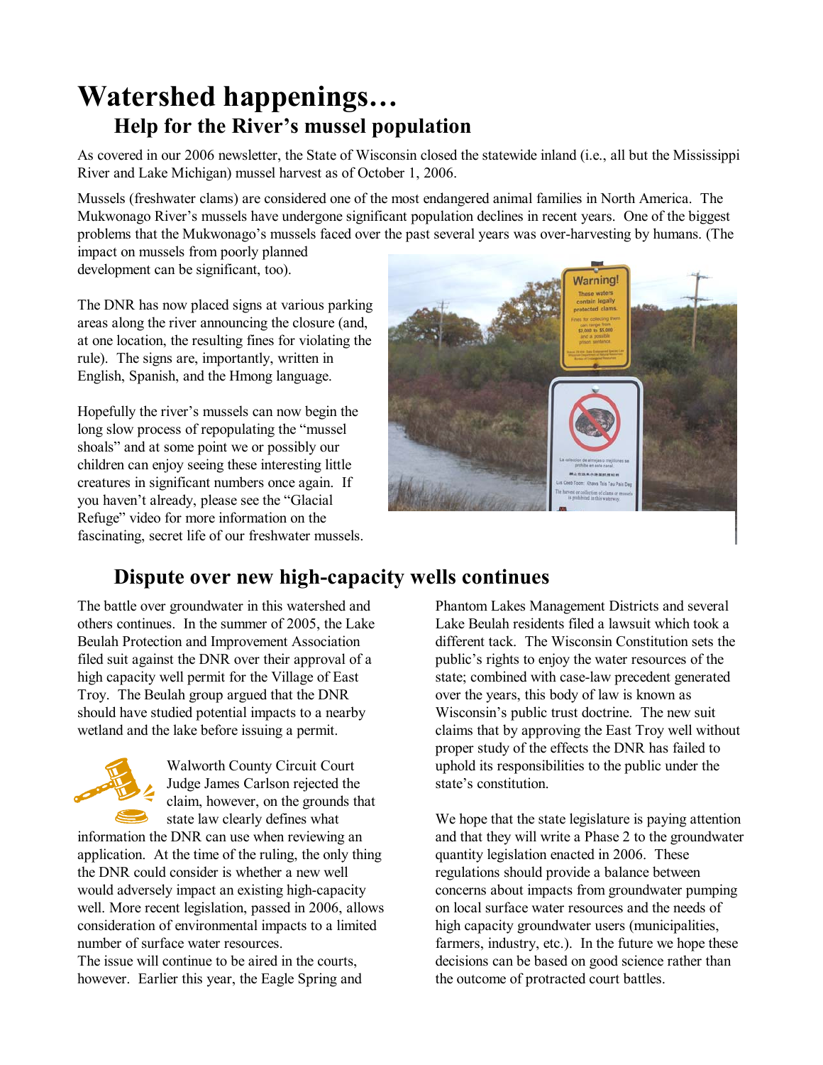# Watershed happenings…

## Help for the River's mussel population

As covered in our 2006 newsletter, the State of Wisconsin closed the statewide inland (i.e., all but the Mississippi River and Lake Michigan) mussel harvest as of October 1, 2006.

Mussels (freshwater clams) are considered one of the most endangered animal families in North America. The Mukwonago River's mussels have undergone significant population declines in recent years. One of the biggest problems that the Mukwonago's mussels faced over the past several years was over-harvesting by humans. (The impact on mussels from poorly planned development can be significant, too).

The DNR has now placed signs at various parking areas along the river announcing the closure (and, at one location, the resulting fines for violating the rule). The signs are, importantly, written in English, Spanish, and the Hmong language.

Hopefully the river's mussels can now begin the long slow process of repopulating the "mussel shoals" and at some point we or possibly our children can enjoy seeing these interesting little creatures in significant numbers once again. If you haven't already, please see the "Glacial Refuge" video for more information on the fascinating, secret life of our freshwater mussels.

## Dispute over new high-capacity wells continues

The battle over groundwater in this watershed and others continues. In the summer of 2005, the Lake Beulah Protection and Improvement Association filed suit against the DNR over their approval of a high capacity well permit for the Village of East Troy. The Beulah group argued that the DNR should have studied potential impacts to a nearby wetland and the lake before issuing a permit.

Walworth County Circuit Court Judge James Carlson rejected the claim, however, on the grounds that state law clearly defines what information the DNR can use when reviewing an application. At the time of the ruling, the only thing the DNR could consider is whether a new well would adversely impact an existing high-capacity well. More recent legislation, passed in 2006, allows consideration of environmental impacts to a limited number of surface water resources.

The issue will continue to be aired in the courts, however. Earlier this year, the Eagle Spring and Phantom Lakes Management Districts and several Lake Beulah residents filed a lawsuit which took a different tack. The Wisconsin Constitution sets the public's rights to enjoy the water resources of the state; combined with case-law precedent generated over the years, this body of law is known as Wisconsin's public trust doctrine. The new suit claims that by approving the East Troy well without proper study of the effects the DNR has failed to uphold its responsibilities to the public under the state's constitution.

We hope that the state legislature is paying attention and that they will write a Phase 2 to the groundwater quantity legislation enacted in 2006. These regulations should provide a balance between concerns about impacts from groundwater pumping on local surface water resources and the needs of high capacity groundwater users (municipalities, farmers, industry, etc.). In the future we hope these decisions can be based on good science rather than the outcome of protracted court battles.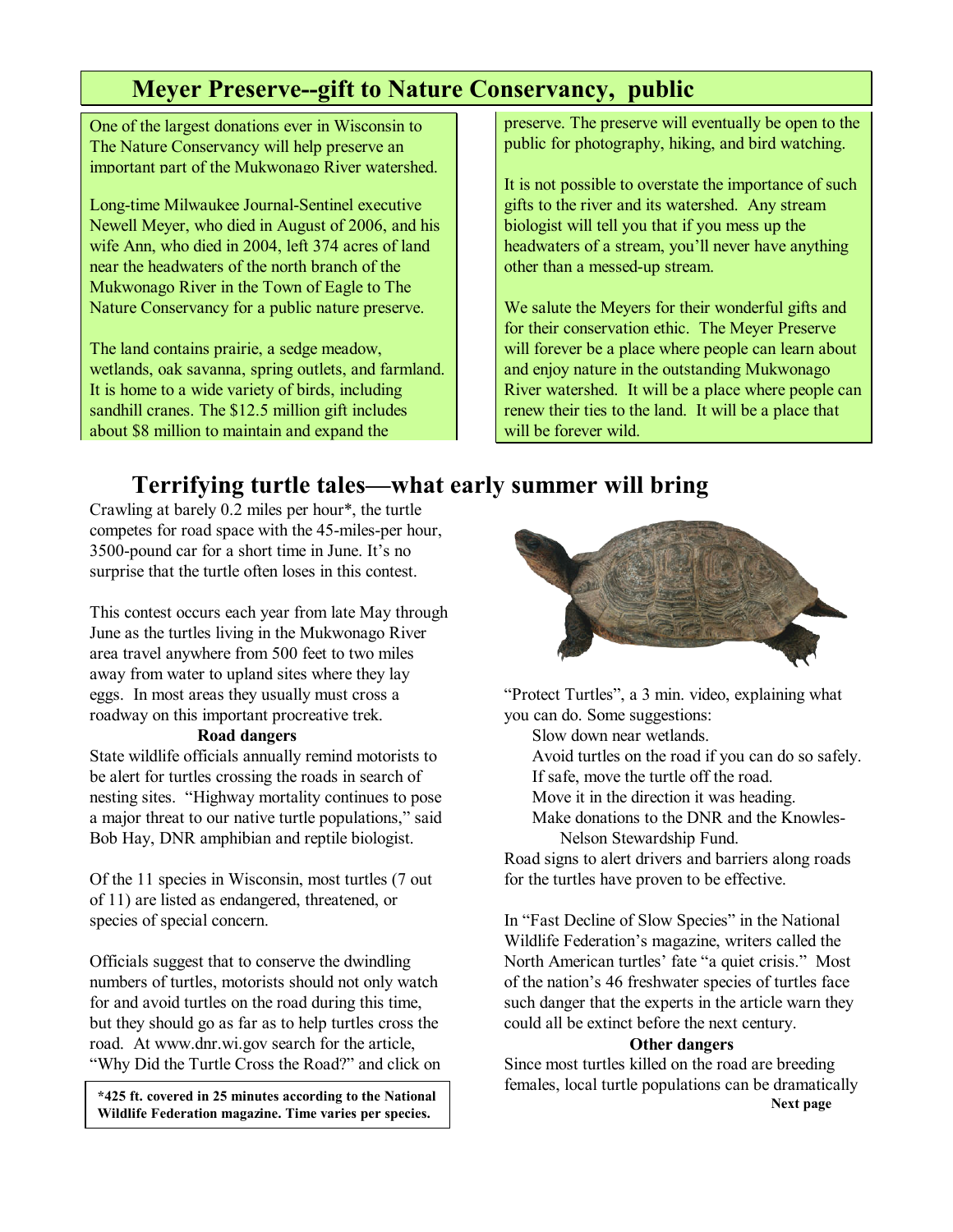## Meyer Preserve--gift to Nature Conservancy, public

One of the largest donations ever in Wisconsin to The Nature Conservancy will help preserve an important part of the Mukwonago River watershed.

Long-time Milwaukee Journal-Sentinel executive Newell Meyer, who died in August of 2006, and his wife Ann, who died in 2004, left 374 acres of land near the headwaters of the north branch of the Mukwonago River in the Town of Eagle to The Nature Conservancy for a public nature preserve.

The land contains prairie, a sedge meadow, wetlands, oak savanna, spring outlets, and farmland. It is home to a wide variety of birds, including sandhill cranes. The $12.5 million gift includes about $8 million to maintain and expand the preserve. The preserve will eventually be open to the public for photography, hiking, and bird watching.

It is not possible to overstate the importance of such gifts to the river and its watershed. Any stream biologist will tell you that if you mess up the headwaters of a stream, you'll never have anything other than a messed-up stream.

We salute the Meyers for their wonderful gifts and for their conservation ethic. The Meyer Preserve will forever be a place where people can learn about and enjoy nature in the outstanding Mukwonago River watershed. It will be a place where people can renew their ties to the land. It will be a place that will be forever wild.

## Terrifying turtle tales—what early summer will bring

Crawling at barely 0.2 miles per hour*, the turtle competes for road space with the 45-miles-per hour, 3500-pound car for a short time in June. It's no surprise that the turtle often loses in this contest.

This contest occurs each year from late May through June as the turtles living in the Mukwonago River area travel anywhere from 500 feet to two miles away from water to upland sites where they lay eggs. In most areas they usually must cross a roadway on this important procreative trek.

**Road dangers**

State wildlife officials annually remind motorists to be alert for turtles crossing the roads in search of nesting sites. "Highway mortality continues to pose a major threat to our native turtle populations," said Bob Hay, DNR amphibian and reptile biologist.

Of the 11 species in Wisconsin, most turtles (7 out of 11) are listed as endangered, threatened, or species of special concern.

Officials suggest that to conserve the dwindling numbers of turtles, motorists should not only watch for and avoid turtles on the road during this time, but they should go as far as to help turtles cross the road. At www.dnr.wi.gov search for the article, "Why Did the Turtle Cross the Road?" and click on "Protect Turtles", a 3 min. video, explaining what you can do. Some suggestions:

- Slow down near wetlands.
- Avoid turtles on the road if you can do so safely.
- If safe, move the turtle off the road.
- Move it in the direction it was heading.
- Make donations to the DNR and the Knowles-Nelson Stewardship Fund.

Road signs to alert drivers and barriers along roads for the turtles have proven to be effective.

In "Fast Decline of Slow Species" in the National Wildlife Federation's magazine, writers called the North American turtles' fate "a quiet crisis." Most of the nation's 46 freshwater species of turtles face such danger that the experts in the article warn they could all be extinct before the next century.

**Other dangers**

Since most turtles killed on the road are breeding females, local turtle populations can be dramatically

**Next page**

**\*425 ft. covered in 25 minutes according to the National Wildlife Federation magazine. Time varies per species.**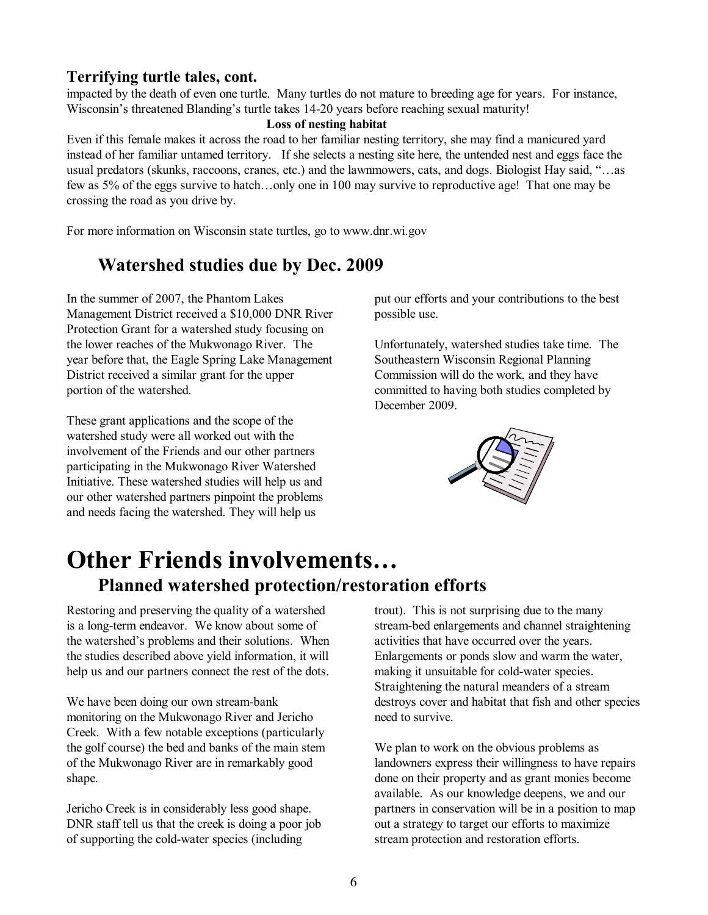### Terrifying turtle tales, cont.

impacted by the death of even one turtle. Many turtles do not mature to breeding age for years. For instance, Wisconsin's threatened Blanding's turtle takes 14-20 years before reaching sexual maturity!

**Loss of nesting habitat**

Even if this female makes it across the road to her familiar nesting territory, she may find a manicured yard instead of her familiar untamed territory. If she selects a nesting site here, the untended nest and eggs face the usual predators (skunks, raccoons, cranes, etc.) and the lawnmowers, cats, and dogs. Biologist Hay said, "…as few as 5% of the eggs survive to hatch…only one in 100 may survive to reproductive age! That one may be crossing the road as you drive by.

For more information on Wisconsin state turtles, go to www.dnr.wi.gov

## Watershed studies due by Dec. 2009

In the summer of 2007, the Phantom Lakes Management District received a $10,000 DNR River Protection Grant for a watershed study focusing on the lower reaches of the Mukwonago River. The year before that, the Eagle Spring Lake Management District received a similar grant for the upper portion of the watershed.

These grant applications and the scope of the watershed study were all worked out with the involvement of the Friends and our other partners participating in the Mukwonago River Watershed Initiative. These watershed studies will help us and our other watershed partners pinpoint the problems and needs facing the watershed. They will help us put our efforts and your contributions to the best possible use.

Unfortunately, watershed studies take time. The Southeastern Wisconsin Regional Planning Commission will do the work, and they have committed to having both studies completed by December 2009.

# Other Friends involvements…

## Planned watershed protection/restoration efforts

Restoring and preserving the quality of a watershed is a long-term endeavor. We know about some of the watershed's problems and their solutions. When the studies described above yield information, it will help us and our partners connect the rest of the dots.

We have been doing our own stream-bank monitoring on the Mukwonago River and Jericho Creek. With a few notable exceptions (particularly the golf course) the bed and banks of the main stem of the Mukwonago River are in remarkably good shape.

Jericho Creek is in considerably less good shape. DNR staff tell us that the creek is doing a poor job of supporting the cold-water species (including trout). This is not surprising due to the many stream-bed enlargements and channel straightening activities that have occurred over the years. Enlargements or ponds slow and warm the water, making it unsuitable for cold-water species. Straightening the natural meanders of a stream destroys cover and habitat that fish and other species need to survive.

We plan to work on the obvious problems as landowners express their willingness to have repairs done on their property and as grant monies become available. As our knowledge deepens, we and our partners in conservation will be in a position to map out a strategy to target our efforts to maximize stream protection and restoration efforts.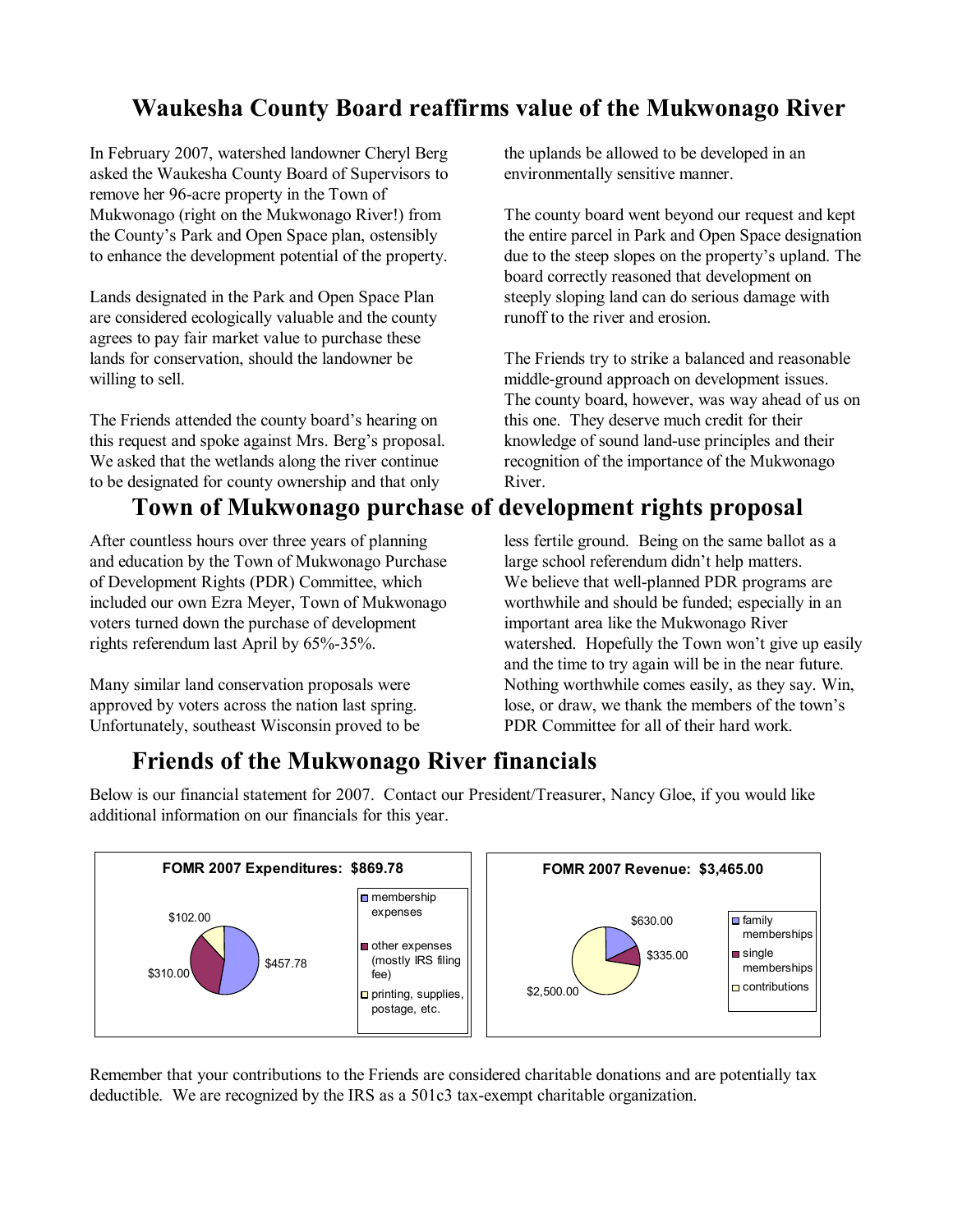## Waukesha County Board reaffirms value of the Mukwonago River

In February 2007, watershed landowner Cheryl Berg asked the Waukesha County Board of Supervisors to remove her 96-acre property in the Town of Mukwonago (right on the Mukwonago River!) from the County's Park and Open Space plan, ostensibly to enhance the development potential of the property.

Lands designated in the Park and Open Space Plan are considered ecologically valuable and the county agrees to pay fair market value to purchase these lands for conservation, should the landowner be willing to sell.

The Friends attended the county board's hearing on this request and spoke against Mrs. Berg's proposal. We asked that the wetlands along the river continue to be designated for county ownership and that only the uplands be allowed to be developed in an environmentally sensitive manner.

The county board went beyond our request and kept the entire parcel in Park and Open Space designation due to the steep slopes on the property's upland. The board correctly reasoned that development on steeply sloping land can do serious damage with runoff to the river and erosion.

The Friends try to strike a balanced and reasonable middle-ground approach on development issues. The county board, however, was way ahead of us on this one. They deserve much credit for their knowledge of sound land-use principles and their recognition of the importance of the Mukwonago River.

## Town of Mukwonago purchase of development rights proposal

After countless hours over three years of planning and education by the Town of Mukwonago Purchase of Development Rights (PDR) Committee, which included our own Ezra Meyer, Town of Mukwonago voters turned down the purchase of development rights referendum last April by 65%-35%.

Many similar land conservation proposals were approved by voters across the nation last spring. Unfortunately, southeast Wisconsin proved to be less fertile ground. Being on the same ballot as a large school referendum didn't help matters.
We believe that well-planned PDR programs are worthwhile and should be funded; especially in an important area like the Mukwonago River watershed. Hopefully the Town won't give up easily and the time to try again will be in the near future. Nothing worthwhile comes easily, as they say. Win, lose, or draw, we thank the members of the town's PDR Committee for all of their hard work.

## Friends of the Mukwonago River financials

Below is our financial statement for 2007. Contact our President/Treasurer, Nancy Gloe, if you would like additional information on our financials for this year.

**FOMR 2007 Expenditures: $869.78**

| Category | Amount |
|---|---|
| membership expenses | $457.78 |
| other expenses (mostly IRS filing fee) | $310.00 |
| printing, supplies, postage, etc. | $102.00 |

**FOMR 2007 Revenue: $3,465.00**

| Category | Amount |
|---|---|
| family memberships | $630.00 |
| single memberships | $335.00 |
| contributions | $2,500.00 |

Remember that your contributions to the Friends are considered charitable donations and are potentially tax deductible. We are recognized by the IRS as a 501c3 tax-exempt charitable organization.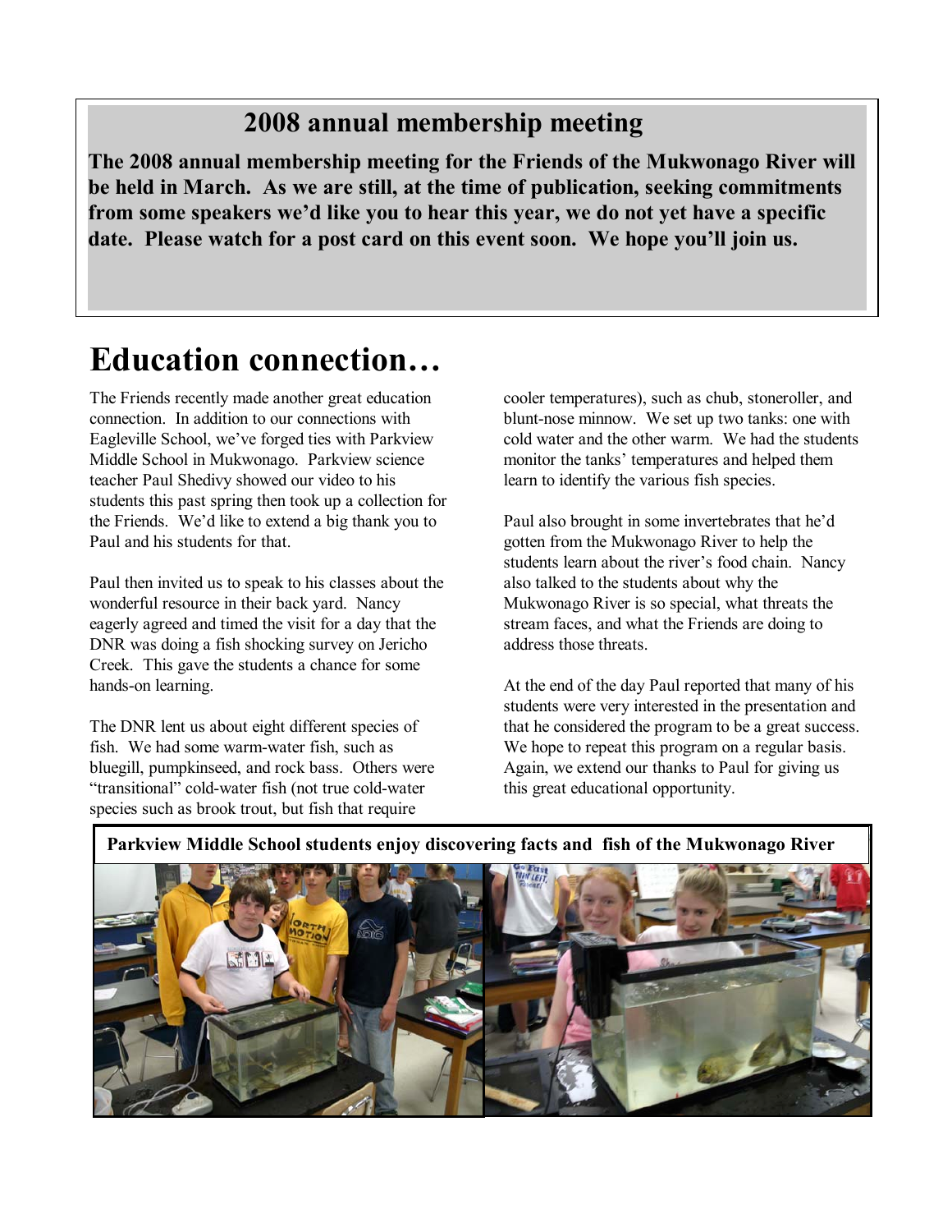## 2008 annual membership meeting

**The 2008 annual membership meeting for the Friends of the Mukwonago River will be held in March. As we are still, at the time of publication, seeking commitments from some speakers we'd like you to hear this year, we do not yet have a specific date. Please watch for a post card on this event soon. We hope you'll join us.**

# Education connection…

The Friends recently made another great education connection. In addition to our connections with Eagleville School, we've forged ties with Parkview Middle School in Mukwonago. Parkview science teacher Paul Shedivy showed our video to his students this past spring then took up a collection for the Friends. We'd like to extend a big thank you to Paul and his students for that.

Paul then invited us to speak to his classes about the wonderful resource in their back yard. Nancy eagerly agreed and timed the visit for a day that the DNR was doing a fish shocking survey on Jericho Creek. This gave the students a chance for some hands-on learning.

The DNR lent us about eight different species of fish. We had some warm-water fish, such as bluegill, pumpkinseed, and rock bass. Others were "transitional" cold-water fish (not true cold-water species such as brook trout, but fish that require cooler temperatures), such as chub, stoneroller, and blunt-nose minnow. We set up two tanks: one with cold water and the other warm. We had the students monitor the tanks' temperatures and helped them learn to identify the various fish species.

Paul also brought in some invertebrates that he'd gotten from the Mukwonago River to help the students learn about the river's food chain. Nancy also talked to the students about why the Mukwonago River is so special, what threats the stream faces, and what the Friends are doing to address those threats.

At the end of the day Paul reported that many of his students were very interested in the presentation and that he considered the program to be a great success. We hope to repeat this program on a regular basis. Again, we extend our thanks to Paul for giving us this great educational opportunity.

**Parkview Middle School students enjoy discovering facts and fish of the Mukwonago River**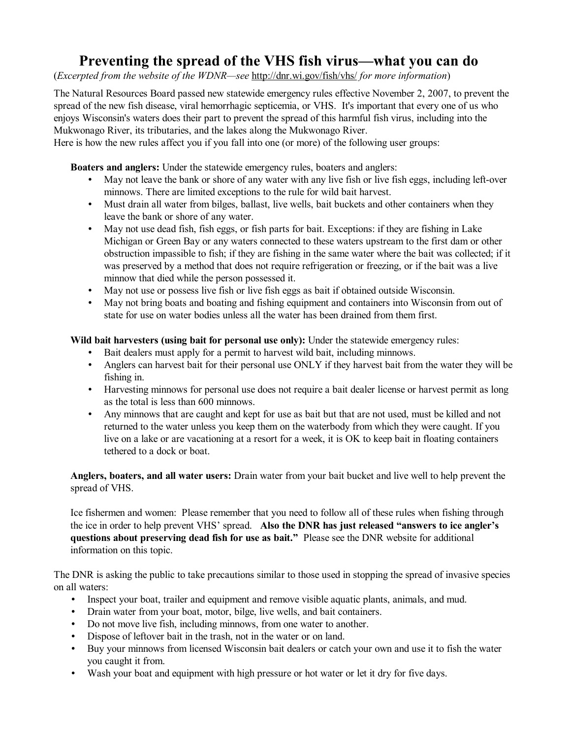# Preventing the spread of the VHS fish virus—what you can do

(*Excerpted from the website of the WDNR—see* http://dnr.wi.gov/fish/vhs/ *for more information*)

The Natural Resources Board passed new statewide emergency rules effective November 2, 2007, to prevent the spread of the new fish disease, viral hemorrhagic septicemia, or VHS. It's important that every one of us who enjoys Wisconsin's waters does their part to prevent the spread of this harmful fish virus, including into the Mukwonago River, its tributaries, and the lakes along the Mukwonago River.
Here is how the new rules affect you if you fall into one (or more) of the following user groups:

**Boaters and anglers:** Under the statewide emergency rules, boaters and anglers:

- May not leave the bank or shore of any water with any live fish or live fish eggs, including left-over minnows. There are limited exceptions to the rule for wild bait harvest.
- Must drain all water from bilges, ballast, live wells, bait buckets and other containers when they leave the bank or shore of any water.
- May not use dead fish, fish eggs, or fish parts for bait. Exceptions: if they are fishing in Lake Michigan or Green Bay or any waters connected to these waters upstream to the first dam or other obstruction impassible to fish; if they are fishing in the same water where the bait was collected; if it was preserved by a method that does not require refrigeration or freezing, or if the bait was a live minnow that died while the person possessed it.
- May not use or possess live fish or live fish eggs as bait if obtained outside Wisconsin.
- May not bring boats and boating and fishing equipment and containers into Wisconsin from out of state for use on water bodies unless all the water has been drained from them first.

**Wild bait harvesters (using bait for personal use only):** Under the statewide emergency rules:

- Bait dealers must apply for a permit to harvest wild bait, including minnows.
- Anglers can harvest bait for their personal use ONLY if they harvest bait from the water they will be fishing in.
- Harvesting minnows for personal use does not require a bait dealer license or harvest permit as long as the total is less than 600 minnows.
- Any minnows that are caught and kept for use as bait but that are not used, must be killed and not returned to the water unless you keep them on the waterbody from which they were caught. If you live on a lake or are vacationing at a resort for a week, it is OK to keep bait in floating containers tethered to a dock or boat.

**Anglers, boaters, and all water users:** Drain water from your bait bucket and live well to help prevent the spread of VHS.

Ice fishermen and women: Please remember that you need to follow all of these rules when fishing through the ice in order to help prevent VHS' spread. **Also the DNR has just released "answers to ice angler's questions about preserving dead fish for use as bait."** Please see the DNR website for additional information on this topic.

The DNR is asking the public to take precautions similar to those used in stopping the spread of invasive species on all waters:

- Inspect your boat, trailer and equipment and remove visible aquatic plants, animals, and mud.
- Drain water from your boat, motor, bilge, live wells, and bait containers.
- Do not move live fish, including minnows, from one water to another.
- Dispose of leftover bait in the trash, not in the water or on land.
- Buy your minnows from licensed Wisconsin bait dealers or catch your own and use it to fish the water you caught it from.
- Wash your boat and equipment with high pressure or hot water or let it dry for five days.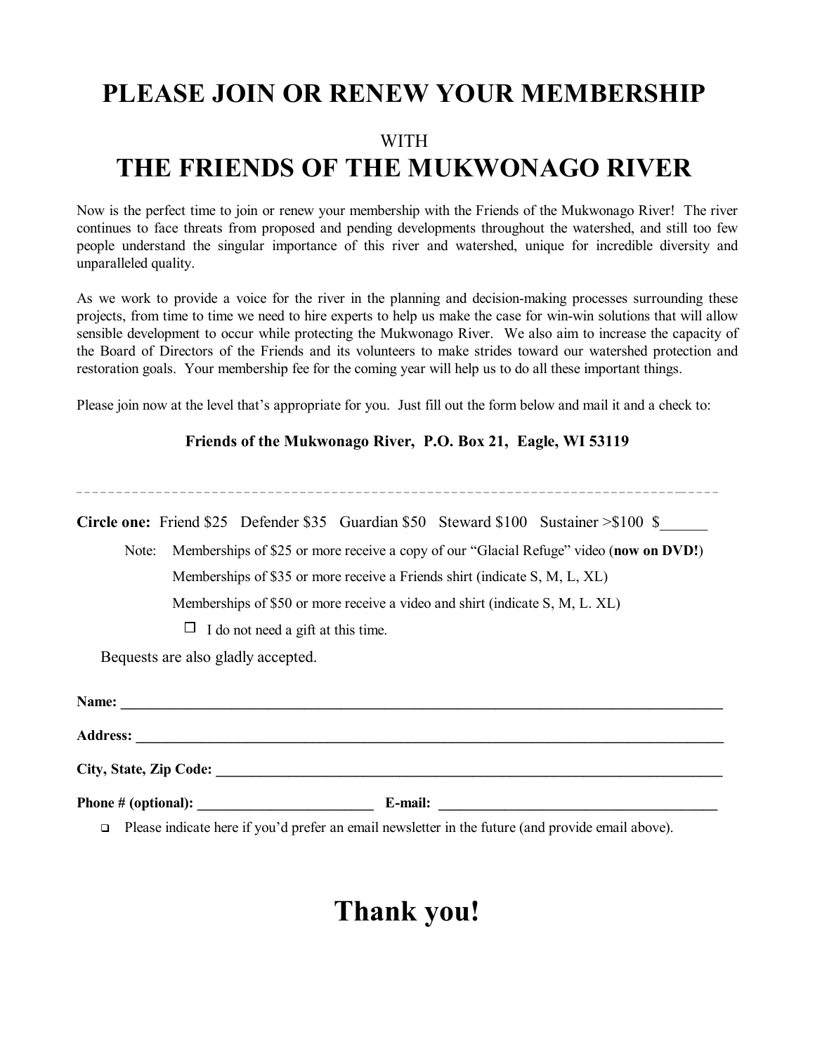# PLEASE JOIN OR RENEW YOUR MEMBERSHIP

WITH

# THE FRIENDS OF THE MUKWONAGO RIVER

Now is the perfect time to join or renew your membership with the Friends of the Mukwonago River! The river continues to face threats from proposed and pending developments throughout the watershed, and still too few people understand the singular importance of this river and watershed, unique for incredible diversity and unparalleled quality.

As we work to provide a voice for the river in the planning and decision-making processes surrounding these projects, from time to time we need to hire experts to help us make the case for win-win solutions that will allow sensible development to occur while protecting the Mukwonago River. We also aim to increase the capacity of the Board of Directors of the Friends and its volunteers to make strides toward our watershed protection and restoration goals. Your membership fee for the coming year will help us to do all these important things.

Please join now at the level that's appropriate for you. Just fill out the form below and mail it and a check to:

**Friends of the Mukwonago River, P.O. Box 21, Eagle, WI 53119**

---

**Circle one:** Friend $25 Defender $35 Guardian $50 Steward $100 Sustainer >$100 $______

Note: Memberships of $25 or more receive a copy of our "Glacial Refuge" video (**now on DVD!**)

Memberships of $35 or more receive a Friends shirt (indicate S, M, L, XL)

Memberships of $50 or more receive a video and shirt (indicate S, M, L. XL)

☐ I do not need a gift at this time.

Bequests are also gladly accepted.

**Name:** ____________________________________________

**Address:** ____________________________________________

**City, State, Zip Code:** ____________________________________________

**Phone # (optional):** ________________________ **E-mail:** ________________________

☐ Please indicate here if you'd prefer an email newsletter in the future (and provide email above).

# Thank you!